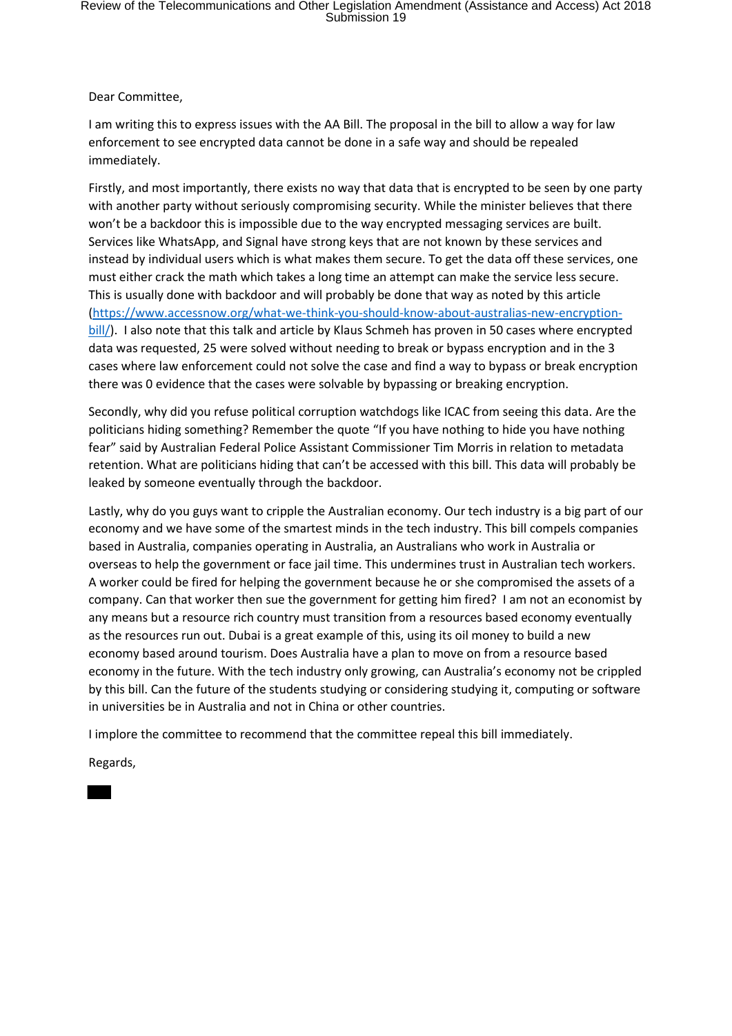Dear Committee,

I am writing this to express issues with the AA Bill. The proposal in the bill to allow a way for law enforcement to see encrypted data cannot be done in a safe way and should be repealed immediately.

Firstly, and most importantly, there exists no way that data that is encrypted to be seen by one party with another party without seriously compromising security. While the minister believes that there won't be a backdoor this is impossible due to the way encrypted messaging services are built. Services like WhatsApp, and Signal have strong keys that are not known by these services and instead by individual users which is what makes them secure. To get the data off these services, one must either crack the math which takes a long time an attempt can make the service less secure. This is usually done with backdoor and will probably be done that way as noted by this article (https://www.accessnow.org/what-we-think-you-should-know-about-australias-new-encryption-bill/). I also note that this talk and article by Klaus Schmeh has proven in 50 cases where encrypted data was requested, 25 were solved without needing to break or bypass encryption and in the 3 cases where law enforcement could not solve the case and find a way to bypass or break encryption there was 0 evidence that the cases were solvable by bypassing or breaking encryption.

Secondly, why did you refuse political corruption watchdogs like ICAC from seeing this data. Are the politicians hiding something? Remember the quote "If you have nothing to hide you have nothing fear" said by Australian Federal Police Assistant Commissioner Tim Morris in relation to metadata retention. What are politicians hiding that can't be accessed with this bill. This data will probably be leaked by someone eventually through the backdoor.

Lastly, why do you guys want to cripple the Australian economy. Our tech industry is a big part of our economy and we have some of the smartest minds in the tech industry. This bill compels companies based in Australia, companies operating in Australia, an Australians who work in Australia or overseas to help the government or face jail time. This undermines trust in Australian tech workers. A worker could be fired for helping the government because he or she compromised the assets of a company. Can that worker then sue the government for getting him fired? I am not an economist by any means but a resource rich country must transition from a resources based economy eventually as the resources run out. Dubai is a great example of this, using its oil money to build a new economy based around tourism. Does Australia have a plan to move on from a resource based economy in the future. With the tech industry only growing, can Australia's economy not be crippled by this bill. Can the future of the students studying or considering studying it, computing or software in universities be in Australia and not in China or other countries.

I implore the committee to recommend that the committee repeal this bill immediately.

Regards,